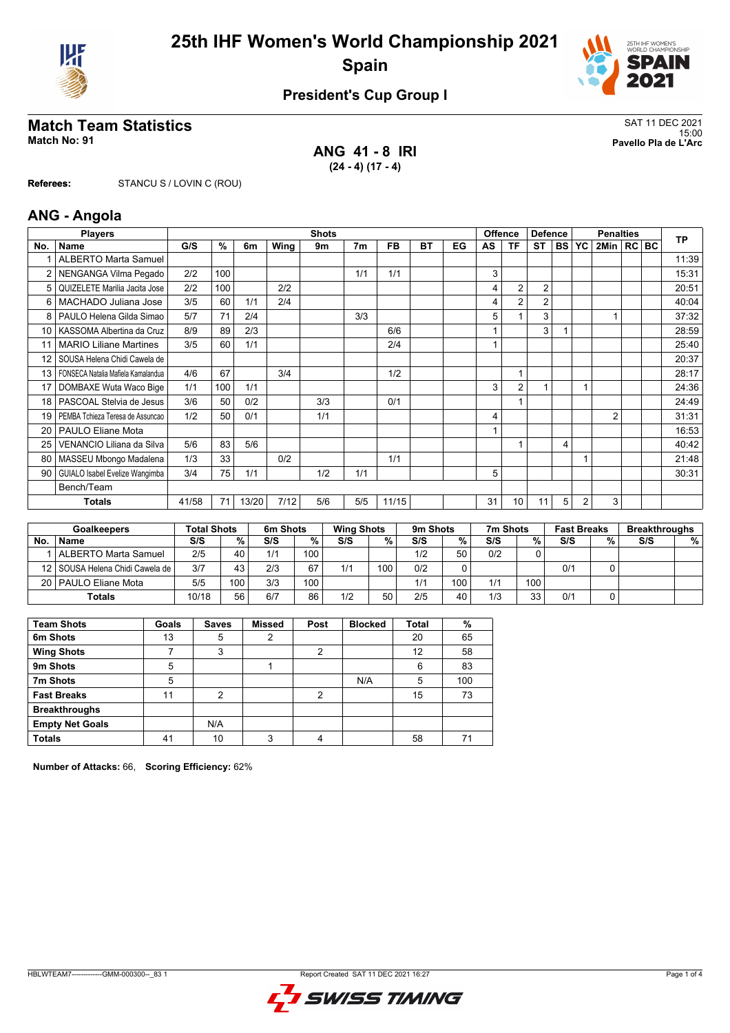# 25th IHF Women's World Championship 2021

## Spain

### President's Cup Group I

## Match Team Statistics

**Match No: 91**

SAT 11 DEC 2021
15:00
**Pavello Pla de L'Arc**

**ANG 41 - 8 IRI**
**(24 - 4) (17 - 4)**

**Referees:** STANCU S / LOVIN C (ROU)

## ANG - Angola

| Players | | Shots | | | | | | | | | Offence | | Defence | | | Penalties | | | TP |
|---|---|---|---|---|---|---|---|---|---|---|---|---|---|---|---|---|---|---|---|
| No. | Name | G/S | % | 6m | Wing | 9m | 7m | FB | BT | EG | AS | TF | ST | BS | YC | 2Min | RC | BC | |
| 1 | ALBERTO Marta Samuel | | | | | | | | | | | | | | | | | | 11:39 |
| 2 | NENGANGA Vilma Pegado | 2/2 | 100 | | | | 1/1 | 1/1 | | | 3 | | | | | | | | 15:31 |
| 5 | QUIZELETE Marilia Jacita Jose | 2/2 | 100 | | 2/2 | | | | | | 4 | 2 | 2 | | | | | | 20:51 |
| 6 | MACHADO Juliana Jose | 3/5 | 60 | 1/1 | 2/4 | | | | | | 4 | 2 | 2 | | | | | | 40:04 |
| 8 | PAULO Helena Gilda Simao | 5/7 | 71 | 2/4 | | | 3/3 | | | | 5 | 1 | 3 | | | 1 | | | 37:32 |
| 10 | KASSOMA Albertina da Cruz | 8/9 | 89 | 2/3 | | | | 6/6 | | | 1 | | 3 | 1 | | | | | 28:59 |
| 11 | MARIO Liliane Martines | 3/5 | 60 | 1/1 | | | | 2/4 | | | 1 | | | | | | | | 25:40 |
| 12 | SOUSA Helena Chidi Cawela de | | | | | | | | | | | | | | | | | | 20:37 |
| 13 | FONSECA Natalia Mafiela Kamalandua | 4/6 | 67 | | 3/4 | | | 1/2 | | | | 1 | | | | | | | 28:17 |
| 17 | DOMBAXE Wuta Waco Bige | 1/1 | 100 | 1/1 | | | | | | | 3 | 2 | 1 | | 1 | | | | 24:36 |
| 18 | PASCOAL Stelvia de Jesus | 3/6 | 50 | 0/2 | | 3/3 | | 0/1 | | | | 1 | | | | | | | 24:49 |
| 19 | PEMBA Tchieza Teresa de Assuncao | 1/2 | 50 | 0/1 | | 1/1 | | | | | 4 | | | | | 2 | | | 31:31 |
| 20 | PAULO Eliane Mota | | | | | | | | | | 1 | | | | | | | | 16:53 |
| 25 | VENANCIO Liliana da Silva | 5/6 | 83 | 5/6 | | | | | | | | 1 | | 4 | | | | | 40:42 |
| 80 | MASSEU Mbongo Madalena | 1/3 | 33 | | 0/2 | | | 1/1 | | | | | | | 1 | | | | 21:48 |
| 90 | GUIALO Isabel Evelize Wangimba | 3/4 | 75 | 1/1 | | 1/2 | 1/1 | | | | 5 | | | | | | | | 30:31 |
| | Bench/Team | | | | | | | | | | | | | | | | | | |
| | **Totals** | 41/58 | 71 | 13/20 | 7/12 | 5/6 | 5/5 | 11/15 | | | 31 | 10 | 11 | 5 | 2 | 3 | | | |

| Goalkeepers | | Total Shots | | 6m Shots | | Wing Shots | | 9m Shots | | 7m Shots | | Fast Breaks | | Breakthroughs | |
|---|---|---|---|---|---|---|---|---|---|---|---|---|---|---|---|
| No. | Name | S/S | % | S/S | % | S/S | % | S/S | % | S/S | % | S/S | % | S/S | % |
| 1 | ALBERTO Marta Samuel | 2/5 | 40 | 1/1 | 100 | | | 1/2 | 50 | 0/2 | 0 | | | | |
| 12 | SOUSA Helena Chidi Cawela de | 3/7 | 43 | 2/3 | 67 | 1/1 | 100 | 0/2 | 0 | | | 0/1 | 0 | | |
| 20 | PAULO Eliane Mota | 5/5 | 100 | 3/3 | 100 | | | 1/1 | 100 | 1/1 | 100 | | | | |
| | **Totals** | 10/18 | 56 | 6/7 | 86 | 1/2 | 50 | 2/5 | 40 | 1/3 | 33 | 0/1 | 0 | | |

| Team Shots | Goals | Saves | Missed | Post | Blocked | Total | % |
|---|---|---|---|---|---|---|---|
| 6m Shots | 13 | 5 | 2 | | | 20 | 65 |
| Wing Shots | 7 | 3 | | 2 | | 12 | 58 |
| 9m Shots | 5 | | 1 | | | 6 | 83 |
| 7m Shots | 5 | | | | N/A | 5 | 100 |
| Fast Breaks | 11 | 2 | | 2 | | 15 | 73 |
| Breakthroughs | | | | | | | |
| Empty Net Goals | | N/A | | | | | |
| Totals | 41 | 10 | 3 | 4 | | 58 | 71 |

**Number of Attacks:** 66, **Scoring Efficiency:** 62%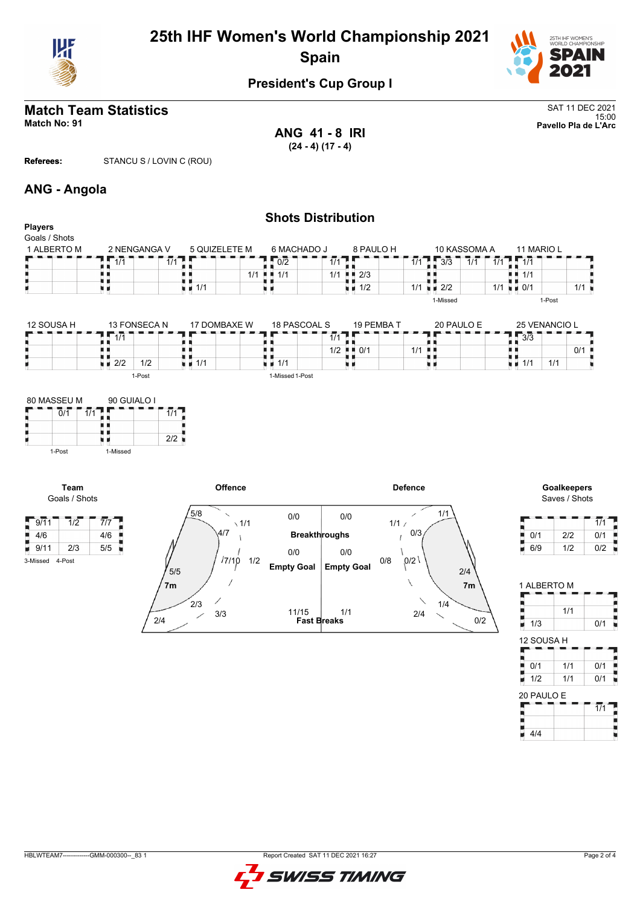# 25th IHF Women's World Championship 2021
## Spain

### President's Cup Group I

## Match Team Statistics

**Match No: 91**

SAT 11 DEC 2021
15:00
**Pavello Pla de L'Arc**

**ANG 41 - 8 IRI**
**(24 - 4) (17 - 4)**

**Referees:** STANCU S / LOVIN C (ROU)

## ANG - Angola

### Shots Distribution

**Players**
Goals / Shots

**1 ALBERTO M**

| | | |
|---|---|---|
| | | |
| | | |
| | | |

**2 NENGANGA V**

| | | |
|---|---|---|
| 1/1 | | 1/1 |
| | | |
| | | |

**5 QUIZELETE M**

| | | |
|---|---|---|
| | | |
| | | 1/1 |
| 1/1 | | |

**6 MACHADO J**

| | | |
|---|---|---|
| 0/2 | | 1/1 |
| 1/1 | | 1/1 |
| | | |

**8 PAULO H**

| | | |
|---|---|---|
| | | 1/1 |
| 2/3 | | |
| 1/2 | | 1/1 |

**10 KASSOMA A**

| | | |
|---|---|---|
| 3/3 | 1/1 | 1/1 |
| | | |
| 2/2 | | 1/1 |

1-Missed

**11 MARIO L**

| | | |
|---|---|---|
| 1/1 | | |
| 1/1 | | |
| 0/1 | | 1/1 |

1-Post

**12 SOUSA H**

| | | |
|---|---|---|
| | | |
| | | |
| | | |

**13 FONSECA N**

| | | |
|---|---|---|
| 1/1 | | |
| | | |
| 2/2 | 1/2 | |

1-Post

**17 DOMBAXE W**

| | | |
|---|---|---|
| | | |
| | | |
| 1/1 | | |

**18 PASCOAL S**

| | | |
|---|---|---|
| | | 1/1 |
| | | 1/2 |
| 1/1 | | |

1-Missed 1-Post

**19 PEMBA T**

| | | |
|---|---|---|
| | | |
| 0/1 | | 1/1 |
| | | |

**20 PAULO E**

| | | |
|---|---|---|
| | | |
| | | |
| | | |

**25 VENANCIO L**

| | | |
|---|---|---|
| 3/3 | | |
| | | 0/1 |
| 1/1 | 1/1 | |

**80 MASSEU M**

| | | |
|---|---|---|
| 0/1 | 1/1 | |
| | | |
| | | |

1-Post

**90 GUIALO I**

| | | |
|---|---|---|
| | | 1/1 |
| | | |
| | | 2/2 |

1-Missed

**Team**
Goals / Shots

| | | |
|---|---|---|
| 9/11 | 1/2 | 7/7 |
| 4/6 | | 4/6 |
| 9/11 | 2/3 | 5/5 |

3-Missed 4-Post

**Offence**

| Position | Goals / Shots |
|---|---|
| Left wing | 5/8 |
| Left back (9m) | 4/7 |
| Centre back (9m) | 1/1 |
| Centre 6m | 7/10 |
| Right back (9m) | 1/2 |
| Left 6m | 5/5 |
| 7m | 2/3 |
| Right wing | 3/3 |
| Left corner | 2/4 |
| Breakthroughs | 0/0 |
| Empty Goal | 0/0 |
| Fast Breaks | 11/15 |

**Defence**

| Position | Goals / Shots |
|---|---|
| Breakthroughs | 0/0 |
| Empty Goal | 0/0 |
| Fast Breaks | 1/1 |
| | 1/1 |
| | 1/1 |
| | 0/3 |
| | 0/8 |
| | 0/2 |
| | 2/4 |
| 7m | 1/4 |
| | 2/4 |
| | 0/2 |

**Goalkeepers**
Saves / Shots

| | | |
|---|---|---|
| | | 1/1 |
| 0/1 | 2/2 | 0/1 |
| 6/9 | 1/2 | 0/2 |

**1 ALBERTO M**

| | | |
|---|---|---|
| | | |
| | 1/1 | |
| 1/3 | | 0/1 |

**12 SOUSA H**

| | | |
|---|---|---|
| | | |
| 0/1 | 1/1 | 0/1 |
| 1/2 | 1/1 | 0/1 |

**20 PAULO E**

| | | |
|---|---|---|
| | | 1/1 |
| | | |
| 4/4 | | |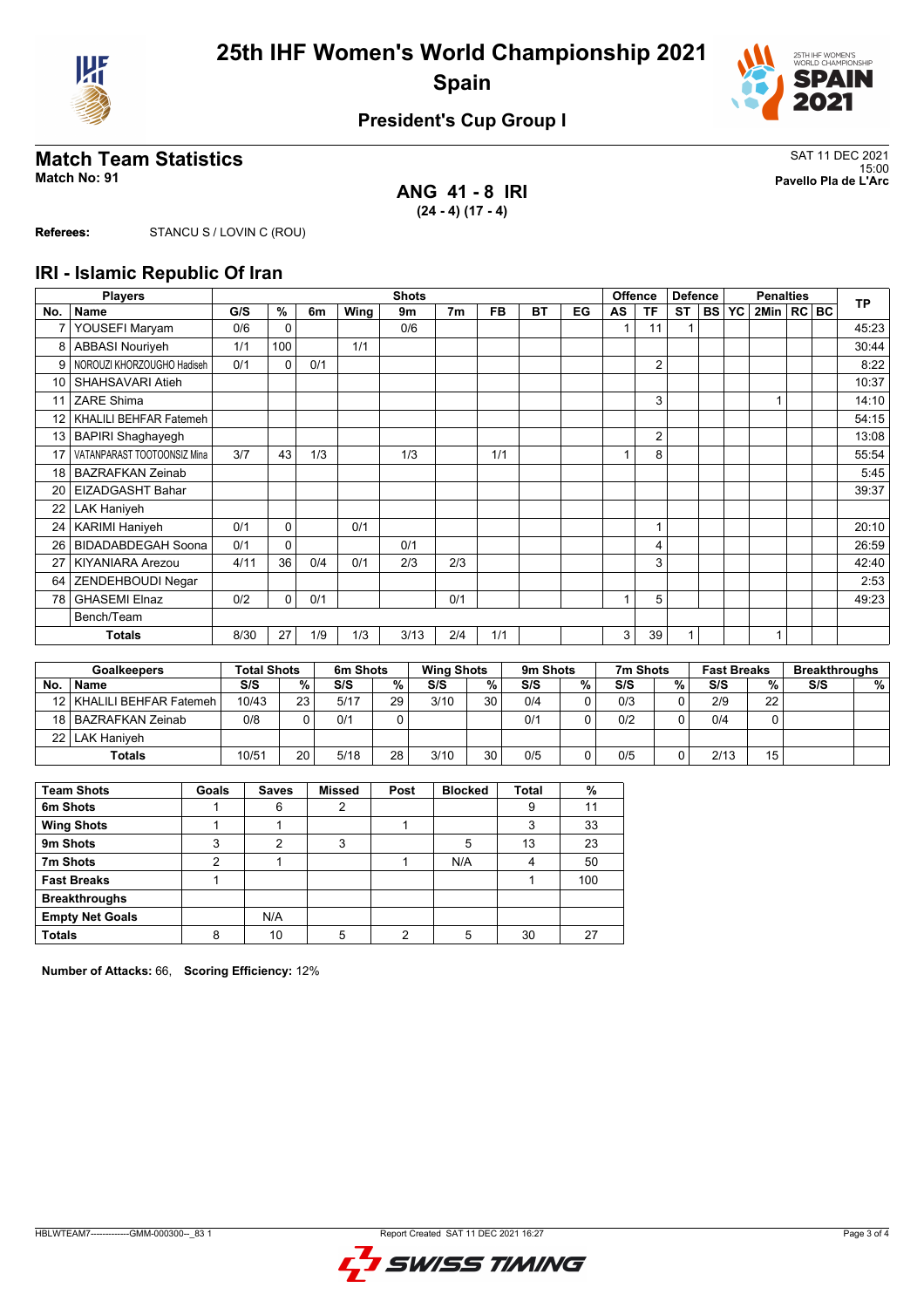# 25th IHF Women's World Championship 2021
## Spain

### President's Cup Group I

## Match Team Statistics

**Match No: 91**

SAT 11 DEC 2021
15:00
**Pavello Pla de L'Arc**

### ANG 41 - 8 IRI
**(24 - 4) (17 - 4)**

**Referees:** STANCU S / LOVIN C (ROU)

## IRI - Islamic Republic Of Iran

| Players | | Shots | | | | | | | | | Offence | | Defence | | Penalties | | | | TP |
|---|---|---|---|---|---|---|---|---|---|---|---|---|---|---|---|---|---|---|---|
| No. | Name | G/S | % | 6m | Wing | 9m | 7m | FB | BT | EG | AS | TF | ST | BS | YC | 2Min | RC | BC | |
| 7 | YOUSEFI Maryam | 0/6 | 0 | | | 0/6 | | | | | 1 | 11 | 1 | | | | | | 45:23 |
| 8 | ABBASI Nouriyeh | 1/1 | 100 | | 1/1 | | | | | | | | | | | | | | 30:44 |
| 9 | NOROUZI KHORZOUGHO Hadiseh | 0/1 | 0 | 0/1 | | | | | | | | 2 | | | | | | | 8:22 |
| 10 | SHAHSAVARI Atieh | | | | | | | | | | | | | | | | | | 10:37 |
| 11 | ZARE Shima | | | | | | | | | | | 3 | | | | 1 | | | 14:10 |
| 12 | KHALILI BEHFAR Fatemeh | | | | | | | | | | | | | | | | | | 54:15 |
| 13 | BAPIRI Shaghayegh | | | | | | | | | | | 2 | | | | | | | 13:08 |
| 17 | VATANPARAST TOOTOONSIZ Mina | 3/7 | 43 | 1/3 | | 1/3 | | 1/1 | | | 1 | 8 | | | | | | | 55:54 |
| 18 | BAZRAFKAN Zeinab | | | | | | | | | | | | | | | | | | 5:45 |
| 20 | EIZADGASHT Bahar | | | | | | | | | | | | | | | | | | 39:37 |
| 22 | LAK Haniyeh | | | | | | | | | | | | | | | | | | |
| 24 | KARIMI Haniyeh | 0/1 | 0 | | 0/1 | | | | | | | 1 | | | | | | | 20:10 |
| 26 | BIDADABDEGAH Soona | 0/1 | 0 | | | 0/1 | | | | | | 4 | | | | | | | 26:59 |
| 27 | KIYANIARA Arezou | 4/11 | 36 | 0/4 | 0/1 | 2/3 | 2/3 | | | | | 3 | | | | | | | 42:40 |
| 64 | ZENDEHBOUDI Negar | | | | | | | | | | | | | | | | | | 2:53 |
| 78 | GHASEMI Elnaz | 0/2 | 0 | 0/1 | | | 0/1 | | | | 1 | 5 | | | | | | | 49:23 |
| | Bench/Team | | | | | | | | | | | | | | | | | | |
| | **Totals** | 8/30 | 27 | 1/9 | 1/3 | 3/13 | 2/4 | 1/1 | | | 3 | 39 | 1 | | | 1 | | | |

| Goalkeepers | | Total Shots | | 6m Shots | | Wing Shots | | 9m Shots | | 7m Shots | | Fast Breaks | | Breakthroughs | |
|---|---|---|---|---|---|---|---|---|---|---|---|---|---|---|---|
| No. | Name | S/S | % | S/S | % | S/S | % | S/S | % | S/S | % | S/S | % | S/S | % |
| 12 | KHALILI BEHFAR Fatemeh | 10/43 | 23 | 5/17 | 29 | 3/10 | 30 | 0/4 | 0 | 0/3 | 0 | 2/9 | 22 | | |
| 18 | BAZRAFKAN Zeinab | 0/8 | 0 | 0/1 | 0 | | | 0/1 | 0 | 0/2 | 0 | 0/4 | 0 | | |
| 22 | LAK Haniyeh | | | | | | | | | | | | | | |
| | **Totals** | 10/51 | 20 | 5/18 | 28 | 3/10 | 30 | 0/5 | 0 | 0/5 | 0 | 2/13 | 15 | | |

| Team Shots | Goals | Saves | Missed | Post | Blocked | Total | % |
|---|---|---|---|---|---|---|---|
| 6m Shots | 1 | 6 | 2 | | | 9 | 11 |
| Wing Shots | 1 | 1 | | 1 | | 3 | 33 |
| 9m Shots | 3 | 2 | 3 | | 5 | 13 | 23 |
| 7m Shots | 2 | 1 | | 1 | N/A | 4 | 50 |
| Fast Breaks | 1 | | | | | 1 | 100 |
| Breakthroughs | | | | | | | |
| Empty Net Goals | | N/A | | | | | |
| **Totals** | 8 | 10 | 5 | 2 | 5 | 30 | 27 |

**Number of Attacks:** 66, **Scoring Efficiency:** 12%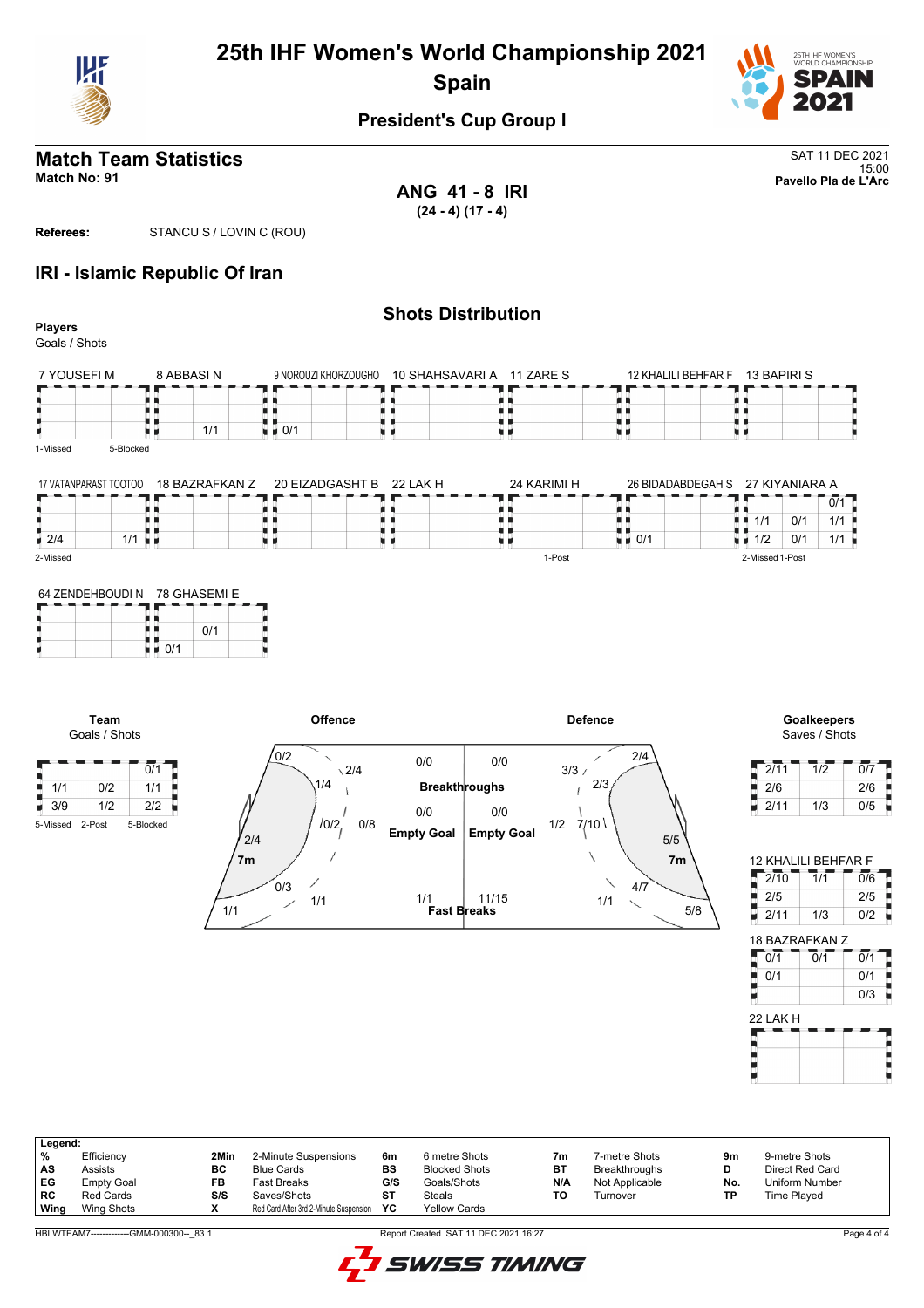# 25th IHF Women's World Championship 2021
## Spain
### President's Cup Group I

## Match Team Statistics
**Match No: 91**

SAT 11 DEC 2021
15:00
**Pavello Pla de L'Arc**

**ANG 41 - 8 IRI**
**(24 - 4) (17 - 4)**

**Referees:** STANCU S / LOVIN C (ROU)

## IRI - Islamic Republic Of Iran

### Shots Distribution

**Players**
Goals / Shots

7 YOUSEFI M
1-Missed 5-Blocked

8 ABBASI N
1/1

9 NOROUZI KHORZOUGHO
0/1

10 SHAHSAVARI A

11 ZARE S

12 KHALILI BEHFAR F

13 BAPIRI S

17 VATANPARAST TOOTOO
2/4 1/1
2-Missed

18 BAZRAFKAN Z

20 EIZADGASHT B

22 LAK H

24 KARIMI H
1-Post

26 BIDADABDEGAH S
0/1

27 KIYANIARA A
0/1
1/1 0/1 1/1
1/2 0/1 1/1
2-Missed 1-Post

64 ZENDEHBOUDI N

78 GHASEMI E
0/1
0/1

**Team**
Goals / Shots

| | | |
|---|---|---|
| | | 0/1 |
| 1/1 | 0/2 | 1/1 |
| 3/9 | 1/2 | 2/2 |

5-Missed 2-Post 5-Blocked

**Offence**

0/2
2/4
1/4
2/4
7m
0/2
0/8
0/3
1/1
1/1

0/0 0/0
**Breakthroughs**
0/0 0/0
**Empty Goal** **Empty Goal**
1/1 11/15
**Fast Breaks**

**Defence**

3/3
2/4
2/3
1/2
7/10
5/5
7m
4/7
1/1
5/8

**Goalkeepers**
Saves / Shots

| | | |
|---|---|---|
| 2/11 | 1/2 | 0/7 |
| 2/6 | | 2/6 |
| 2/11 | 1/3 | 0/5 |

12 KHALILI BEHFAR F

| | | |
|---|---|---|
| 2/10 | 1/1 | 0/6 |
| 2/5 | | 2/5 |
| 2/11 | 1/3 | 0/2 |

18 BAZRAFKAN Z

| | | |
|---|---|---|
| 0/1 | 0/1 | 0/1 |
| 0/1 | | 0/1 |
| | | 0/3 |

22 LAK H

| | | | | | | | | | |
|---|---|---|---|---|---|---|---|---|---|
| **Legend:** | | | | | | | | | |
| **%** | Efficiency | **2Min** | 2-Minute Suspensions | **6m** | 6 metre Shots | **7m** | 7-metre Shots | **9m** | 9-metre Shots |
| **AS** | Assists | **BC** | Blue Cards | **BS** | Blocked Shots | **BT** | Breakthroughs | **D** | Direct Red Card |
| **EG** | Empty Goal | **FB** | Fast Breaks | **G/S** | Goals/Shots | **N/A** | Not Applicable | **No.** | Uniform Number |
| **RC** | Red Cards | **S/S** | Saves/Shots | **ST** | Steals | **TO** | Turnover | **TP** | Time Played |
| **Wing** | Wing Shots | **X** | Red Card After 3rd 2-Minute Suspension | **YC** | Yellow Cards | | | | |

HBLWTEAM7--------------GMM-000300--_83 1 Report Created SAT 11 DEC 2021 16:27